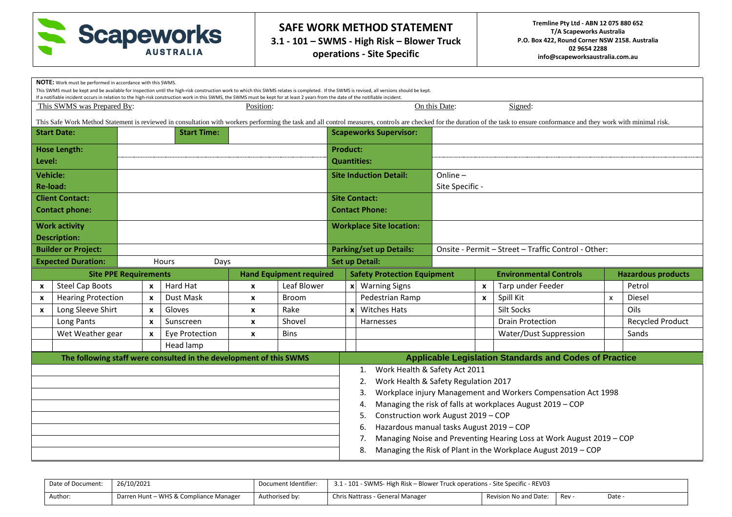# SAFE WORK METHOD STATEMENT

**3.1 - 101 – SWMS - High Risk – Blower Truck operations - Site Specific**

**Tremline Pty Ltd - ABN 12 075 880 652**
**T/A Scapeworks Australia**
**P.O. Box 422, Round Corner NSW 2158. Australia**
**02 9654 2288**
**info@scapeworksaustralia.com.au**

**NOTE:** Work must be performed in accordance with this SWMS.
This SWMS must be kept and be available for inspection until the high-risk construction work to which this SWMS relates is completed. If the SWMS is revised, all versions should be kept.
If a notifiable incident occurs in relation to the high-risk construction work in this SWMS, the SWMS must be kept for at least 2 years from the date of the notifiable incident.

This SWMS was Prepared By: Position: On this Date: Signed:

This Safe Work Method Statement is reviewed in consultation with workers performing the task and all control measures, controls are checked for the duration of the task to ensure conformance and they work with minimal risk.

| | | | | |
|---|---|---|---|---|
| **Start Date:** | | **Start Time:** | **Scapeworks Supervisor:** | |
| **Hose Length:** | | | **Product:** | |
| **Level:** | | | **Quantities:** | |
| **Vehicle:** | | | **Site Induction Detail:** | Online – |
| **Re-load:** | | | | Site Specific - |
| **Client Contact:** | | | **Site Contact:** | |
| **Contact phone:** | | | **Contact Phone:** | |
| **Work activity Description:** | | | **Workplace Site location:** | |
| **Builder or Project:** | | | **Parking/set up Details:** | Onsite - Permit – Street – Traffic Control - Other: |
| **Expected Duration:** | Hours | Days | **Set up Detail:** | |

| **Site PPE Requirements** | | | | **Hand Equipment required** | | **Safety Protection Equipment** | | **Environmental Controls** | | **Hazardous products** | |
|---|---|---|---|---|---|---|---|---|---|---|---|
| x | Steel Cap Boots | x | Hard Hat | x | Leaf Blower | x | Warning Signs | x | Tarp under Feeder | | Petrol |
| x | Hearing Protection | x | Dust Mask | x | Broom | | Pedestrian Ramp | x | Spill Kit | x | Diesel |
| x | Long Sleeve Shirt | x | Gloves | x | Rake | x | Witches Hats | | Silt Socks | | Oils |
| | Long Pants | x | Sunscreen | x | Shovel | | Harnesses | | Drain Protection | | Recycled Product |
| | Wet Weather gear | x | Eye Protection | x | Bins | | | | Water/Dust Suppression | | Sands |
| | | | Head lamp | | | | | | | | |

| The following staff were consulted in the development of this SWMS | Applicable Legislation Standards and Codes of Practice |
|---|---|
| | 1. Work Health & Safety Act 2011 |
| | 2. Work Health & Safety Regulation 2017 |
| | 3. Workplace injury Management and Workers Compensation Act 1998 |
| | 4. Managing the risk of falls at workplaces August 2019 – COP |
| | 5. Construction work August 2019 – COP |
| | 6. Hazardous manual tasks August 2019 – COP |
| | 7. Managing Noise and Preventing Hearing Loss at Work August 2019 – COP |
| | 8. Managing the Risk of Plant in the Workplace August 2019 – COP |

| Date of Document: | 26/10/2021 | Document Identifier: | 3.1 - 101 - SWMS- High Risk – Blower Truck operations - Site Specific - REV03 | | |
|---|---|---|---|---|---|
| Author: | Darren Hunt – WHS & Compliance Manager | Authorised by: | Chris Nattrass - General Manager | Revision No and Date: | Rev - Date - |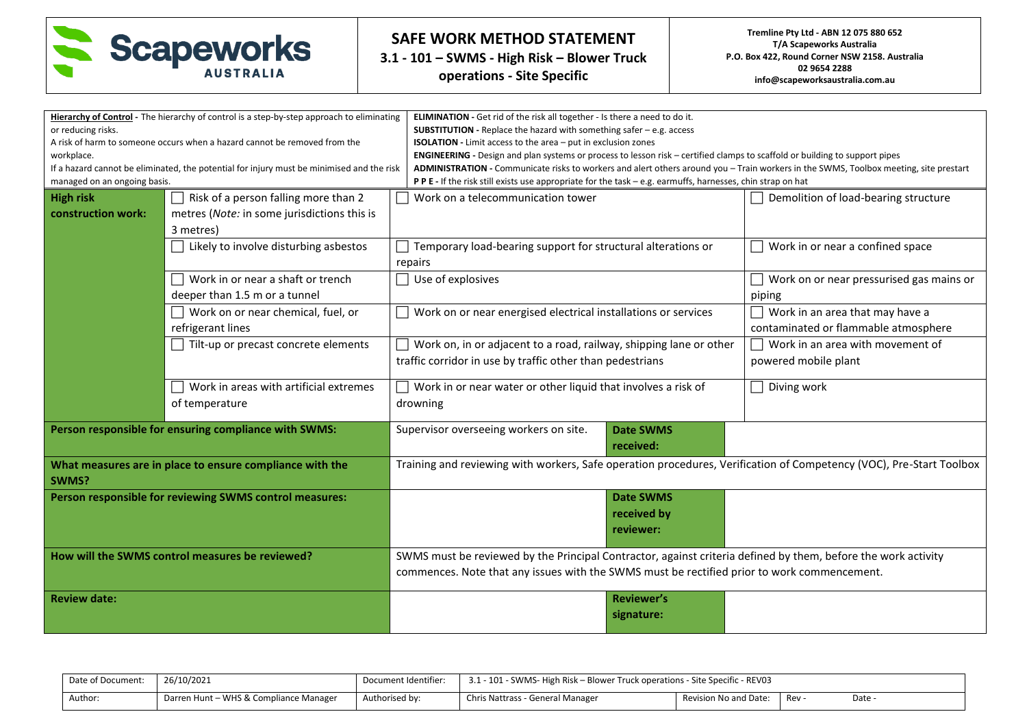| Hierarchy of Control - The hierarchy of control is a step-by-step approach to eliminating or reducing risks. A risk of harm to someone occurs when a hazard cannot be removed from the workplace. If a hazard cannot be eliminated, the potential for injury must be minimised and the risk managed on an ongoing basis. | **ELIMINATION** - Get rid of the risk all together - Is there a need to do it. **SUBSTITUTION** - Replace the hazard with something safer – e.g. access **ISOLATION** - Limit access to the area – put in exclusion zones **ENGINEERING** - Design and plan systems or process to lesson risk – certified clamps to scaffold or building to support pipes **ADMINISTRATION** - Communicate risks to workers and alert others around you – Train workers in the SWMS, Toolbox meeting, site prestart **P P E** - If the risk still exists use appropriate for the task – e.g. earmuffs, harnesses, chin strap on hat |
|---|---|

| **High risk construction work:** | ☐ Risk of a person falling more than 2 metres (*Note:* in some jurisdictions this is 3 metres) | ☐ Work on a telecommunication tower | ☐ Demolition of load-bearing structure |
|---|---|---|---|
| | ☐ Likely to involve disturbing asbestos | ☐ Temporary load-bearing support for structural alterations or repairs | ☐ Work in or near a confined space |
| | ☐ Work in or near a shaft or trench deeper than 1.5 m or a tunnel | ☐ Use of explosives | ☐ Work on or near pressurised gas mains or piping |
| | ☐ Work on or near chemical, fuel, or refrigerant lines | ☐ Work on or near energised electrical installations or services | ☐ Work in an area that may have a contaminated or flammable atmosphere |
| | ☐ Tilt-up or precast concrete elements | ☐ Work on, in or adjacent to a road, railway, shipping lane or other traffic corridor in use by traffic other than pedestrians | ☐ Work in an area with movement of powered mobile plant |
| | ☐ Work in areas with artificial extremes of temperature | ☐ Work in or near water or other liquid that involves a risk of drowning | ☐ Diving work |

| | | | |
|---|---|---|---|
| **Person responsible for ensuring compliance with SWMS:** | Supervisor overseeing workers on site. | **Date SWMS received:** | |
| **What measures are in place to ensure compliance with the SWMS?** | Training and reviewing with workers, Safe operation procedures, Verification of Competency (VOC), Pre-Start Toolbox | | |
| **Person responsible for reviewing SWMS control measures:** | | **Date SWMS received by reviewer:** | |
| **How will the SWMS control measures be reviewed?** | SWMS must be reviewed by the Principal Contractor, against criteria defined by them, before the work activity commences. Note that any issues with the SWMS must be rectified prior to work commencement. | | |
| **Review date:** | | **Reviewer's signature:** | |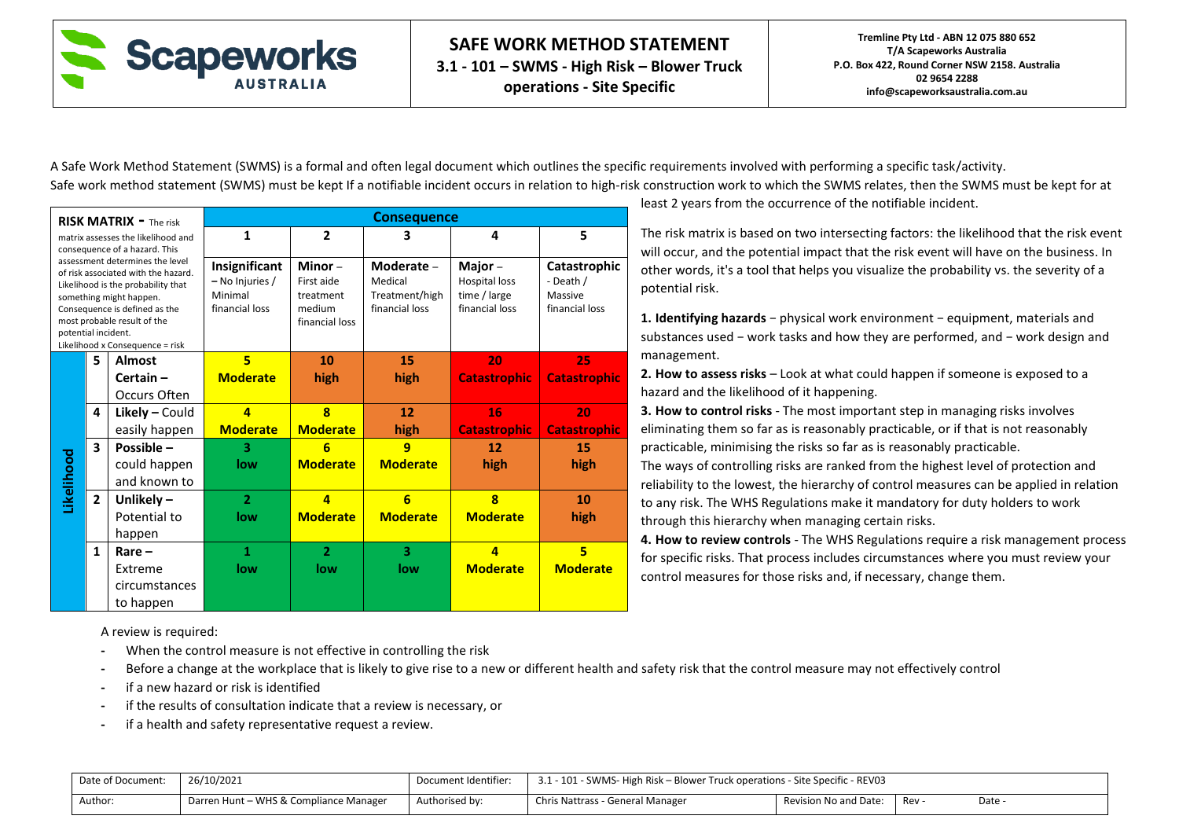A Safe Work Method Statement (SWMS) is a formal and often legal document which outlines the specific requirements involved with performing a specific task/activity.

Safe work method statement (SWMS) must be kept If a notifiable incident occurs in relation to high-risk construction work to which the SWMS relates, then the SWMS must be kept for at least 2 years from the occurrence of the notifiable incident.

| **RISK MATRIX -** The risk matrix assesses the likelihood and consequence of a hazard. This assessment determines the level of risk associated with the hazard. Likelihood is the probability that something might happen. Consequence is defined as the most probable result of the potential incident. Likelihood x Consequence = risk | | | **Consequence** | | | | |
|---|---|---|---|---|---|---|---|
| | | | **1** | **2** | **3** | **4** | **5** |
| | | | **Insignificant – No Injuries / Minimal financial loss** | **Minor** – First aide treatment medium financial loss | **Moderate** – Medical Treatment/high financial loss | **Major** – Hospital loss time / large financial loss | **Catastrophic** - Death / Massive financial loss |
| **Likelihood** | **5** | **Almost Certain –** Occurs Often | **5** **Moderate** | **10** **high** | **15** **high** | **20** **Catastrophic** | **25** **Catastrophic** |
| | **4** | **Likely –** Could easily happen | **4** **Moderate** | **8** **Moderate** | **12** **high** | **16** **Catastrophic** | **20** **Catastrophic** |
| | **3** | **Possible –** could happen and known to | **3** **low** | **6** **Moderate** | **9** **Moderate** | **12** **high** | **15** **high** |
| | **2** | **Unlikely –** Potential to happen | **2** **low** | **4** **Moderate** | **6** **Moderate** | **8** **Moderate** | **10** **high** |
| | **1** | **Rare –** Extreme circumstances to happen | **1** **low** | **2** **low** | **3** **low** | **4** **Moderate** | **5** **Moderate** |

The risk matrix is based on two intersecting factors: the likelihood that the risk event will occur, and the potential impact that the risk event will have on the business. In other words, it's a tool that helps you visualize the probability vs. the severity of a potential risk.

**1. Identifying hazards** − physical work environment − equipment, materials and substances used − work tasks and how they are performed, and − work design and management.

**2. How to assess risks** – Look at what could happen if someone is exposed to a hazard and the likelihood of it happening.

**3. How to control risks** - The most important step in managing risks involves eliminating them so far as is reasonably practicable, or if that is not reasonably practicable, minimising the risks so far as is reasonably practicable.
The ways of controlling risks are ranked from the highest level of protection and reliability to the lowest, the hierarchy of control measures can be applied in relation to any risk. The WHS Regulations make it mandatory for duty holders to work through this hierarchy when managing certain risks.

**4. How to review controls** - The WHS Regulations require a risk management process for specific risks. That process includes circumstances where you must review your control measures for those risks and, if necessary, change them.

A review is required:

- When the control measure is not effective in controlling the risk
- Before a change at the workplace that is likely to give rise to a new or different health and safety risk that the control measure may not effectively control
- if a new hazard or risk is identified
- if the results of consultation indicate that a review is necessary, or
- if a health and safety representative request a review.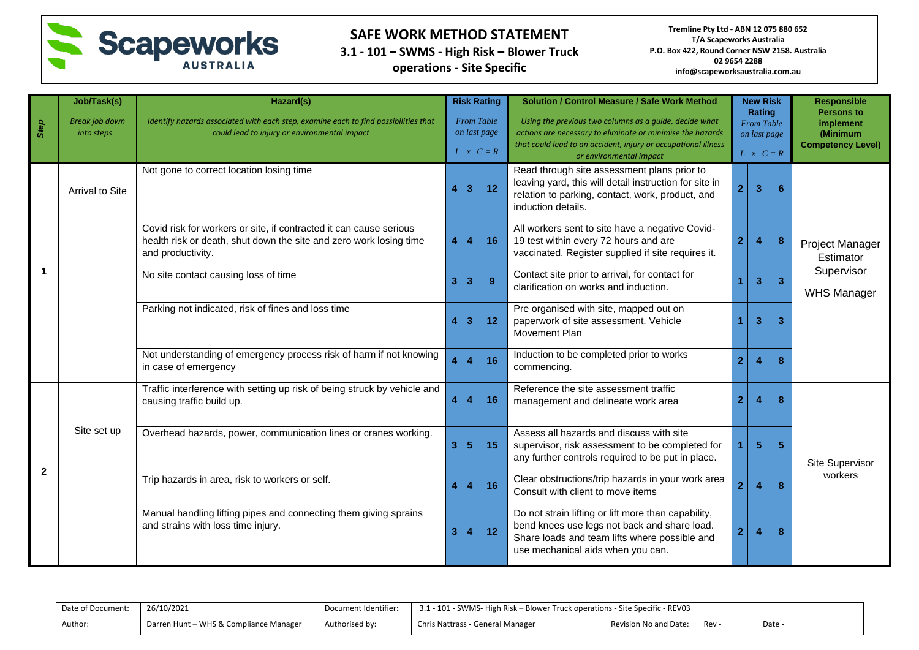# SAFE WORK METHOD STATEMENT

## 3.1 - 101 – SWMS - High Risk – Blower Truck operations - Site Specific

**Tremline Pty Ltd - ABN 12 075 880 652**
**T/A Scapeworks Australia**
**P.O. Box 422, Round Corner NSW 2158. Australia**
**02 9654 2288**
**info@scapeworksaustralia.com.au**

| Step | Job/Task(s) *Break job down into steps* | Hazard(s) *Identify hazards associated with each step, examine each to find possibilities that could lead to injury or environmental impact* | Risk Rating *From Table on last page* L | x | C = R | Solution / Control Measure / Safe Work Method *Using the previous two columns as a guide, decide what actions are necessary to eliminate or minimise the hazards that could lead to an accident, injury or occupational illness or environmental impact* | New Risk Rating *From Table on last page* L | x | C = R | Responsible Persons to implement (Minimum Competency Level) |
|---|---|---|---|---|---|---|---|---|---|---|
| 1 | Arrival to Site | Not gone to correct location losing time | 4 | 3 | 12 | Read through site assessment plans prior to leaving yard, this will detail instruction for site in relation to parking, contact, work, product, and induction details. | 2 | 3 | 6 | Project Manager Estimator Supervisor WHS Manager |
| | | Covid risk for workers or site, if contracted it can cause serious health risk or death, shut down the site and zero work losing time and productivity. | 4 | 4 | 16 | All workers sent to site have a negative Covid-19 test within every 72 hours and are vaccinated. Register supplied if site requires it. | 2 | 4 | 8 | |
| | | No site contact causing loss of time | 3 | 3 | 9 | Contact site prior to arrival, for contact for clarification on works and induction. | 1 | 3 | 3 | |
| | | Parking not indicated, risk of fines and loss time | 4 | 3 | 12 | Pre organised with site, mapped out on paperwork of site assessment. Vehicle Movement Plan | 1 | 3 | 3 | |
| | | Not understanding of emergency process risk of harm if not knowing in case of emergency | 4 | 4 | 16 | Induction to be completed prior to works commencing. | 2 | 4 | 8 | |
| 2 | Site set up | Traffic interference with setting up risk of being struck by vehicle and causing traffic build up. | 4 | 4 | 16 | Reference the site assessment traffic management and delineate work area | 2 | 4 | 8 | Site Supervisor workers |
| | | Overhead hazards, power, communication lines or cranes working. | 3 | 5 | 15 | Assess all hazards and discuss with site supervisor, risk assessment to be completed for any further controls required to be put in place. | 1 | 5 | 5 | |
| | | Trip hazards in area, risk to workers or self. | 4 | 4 | 16 | Clear obstructions/trip hazards in your work area Consult with client to move items | 2 | 4 | 8 | |
| | | Manual handling lifting pipes and connecting them giving sprains and strains with loss time injury. | 3 | 4 | 12 | Do not strain lifting or lift more than capability, bend knees use legs not back and share load. Share loads and team lifts where possible and use mechanical aids when you can. | 2 | 4 | 8 | |

| Date of Document: | 26/10/2021 | Document Identifier: | 3.1 - 101 - SWMS- High Risk – Blower Truck operations - Site Specific - REV03 | | | |
|---|---|---|---|---|---|---|
| Author: | Darren Hunt – WHS & Compliance Manager | Authorised by: | Chris Nattrass - General Manager | Revision No and Date: | Rev - | Date - |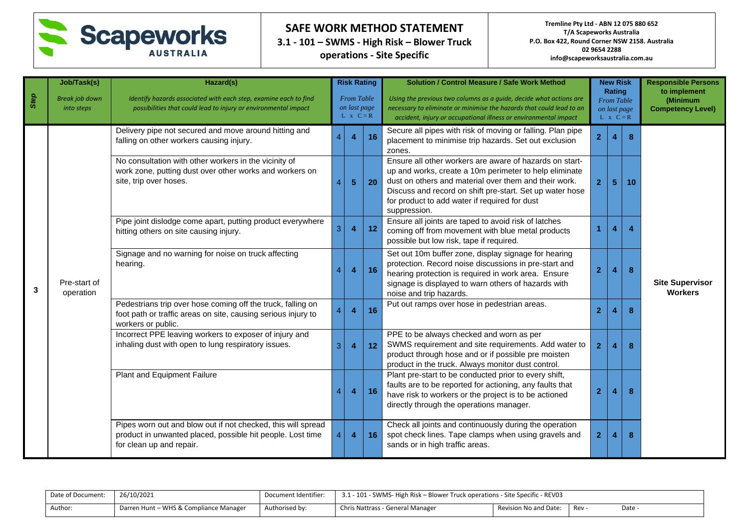| Scapeworks AUSTRALIA | **SAFE WORK METHOD STATEMENT** **3.1 - 101 – SWMS - High Risk – Blower Truck operations - Site Specific** | **Tremline Pty Ltd - ABN 12 075 880 652** **T/A Scapeworks Australia** **P.O. Box 422, Round Corner NSW 2158. Australia** **02 9654 2288** **info@scapeworksaustralia.com.au** |
|---|---|---|

| *Step* | **Job/Task(s)** *Break job down into steps* | **Hazard(s)** *Identify hazards associated with each step, examine each to find possibilities that could lead to injury or environmental impact* | **Risk Rating** *From Table on last page L x C = R* | | | **Solution / Control Measure / Safe Work Method** *Using the previous two columns as a guide, decide what actions are necessary to eliminate or minimise the hazards that could lead to an accident, injury or occupational illness or environmental impact* | **New Risk Rating** *From Table on last page L x C = R* | | | **Responsible Persons to implement (Minimum Competency Level)** |
|---|---|---|---|---|---|---|---|---|---|---|
| 3 | Pre-start of operation | Delivery pipe not secured and move around hitting and falling on other workers causing injury. | 4 | 4 | 16 | Secure all pipes with risk of moving or falling. Plan pipe placement to minimise trip hazards. Set out exclusion zones. | 2 | 4 | 8 | **Site Supervisor Workers** |
| | | No consultation with other workers in the vicinity of work zone, putting dust over other works and workers on site, trip over hoses. | 4 | 5 | 20 | Ensure all other workers are aware of hazards on start-up and works, create a 10m perimeter to help eliminate dust on others and material over them and their work. Discuss and record on shift pre-start. Set up water hose for product to add water if required for dust suppression. | 2 | 5 | 10 | |
| | | Pipe joint dislodge come apart, putting product everywhere hitting others on site causing injury. | 3 | 4 | 12 | Ensure all joints are taped to avoid risk of latches coming off from movement with blue metal products possible but low risk, tape if required. | 1 | 4 | 4 | |
| | | Signage and no warning for noise on truck affecting hearing. | 4 | 4 | 16 | Set out 10m buffer zone, display signage for hearing protection. Record noise discussions in pre-start and hearing protection is required in work area. Ensure signage is displayed to warn others of hazards with noise and trip hazards. | 2 | 4 | 8 | |
| | | Pedestrians trip over hose coming off the truck, falling on foot path or traffic areas on site, causing serious injury to workers or public. | 4 | 4 | 16 | Put out ramps over hose in pedestrian areas. | 2 | 4 | 8 | |
| | | Incorrect PPE leaving workers to exposer of injury and inhaling dust with open to lung respiratory issues. | 3 | 4 | 12 | PPE to be always checked and worn as per SWMS requirement and site requirements. Add water to product through hose and or if possible pre moisten product in the truck. Always monitor dust control. | 2 | 4 | 8 | |
| | | Plant and Equipment Failure | 4 | 4 | 16 | Plant pre-start to be conducted prior to every shift, faults are to be reported for actioning, any faults that have risk to workers or the project is to be actioned directly through the operations manager. | 2 | 4 | 8 | |
| | | Pipes worn out and blow out if not checked, this will spread product in unwanted placed, possible hit people. Lost time for clean up and repair. | 4 | 4 | 16 | Check all joints and continuously during the operation spot check lines. Tape clamps when using gravels and sands or in high traffic areas. | 2 | 4 | 8 | |

| Date of Document: | 26/10/2021 | Document Identifier: | 3.1 - 101 - SWMS- High Risk – Blower Truck operations - Site Specific - REV03 | | | |
|---|---|---|---|---|---|---|
| Author: | Darren Hunt – WHS & Compliance Manager | Authorised by: | Chris Nattrass - General Manager | Revision No and Date: | Rev - | Date - |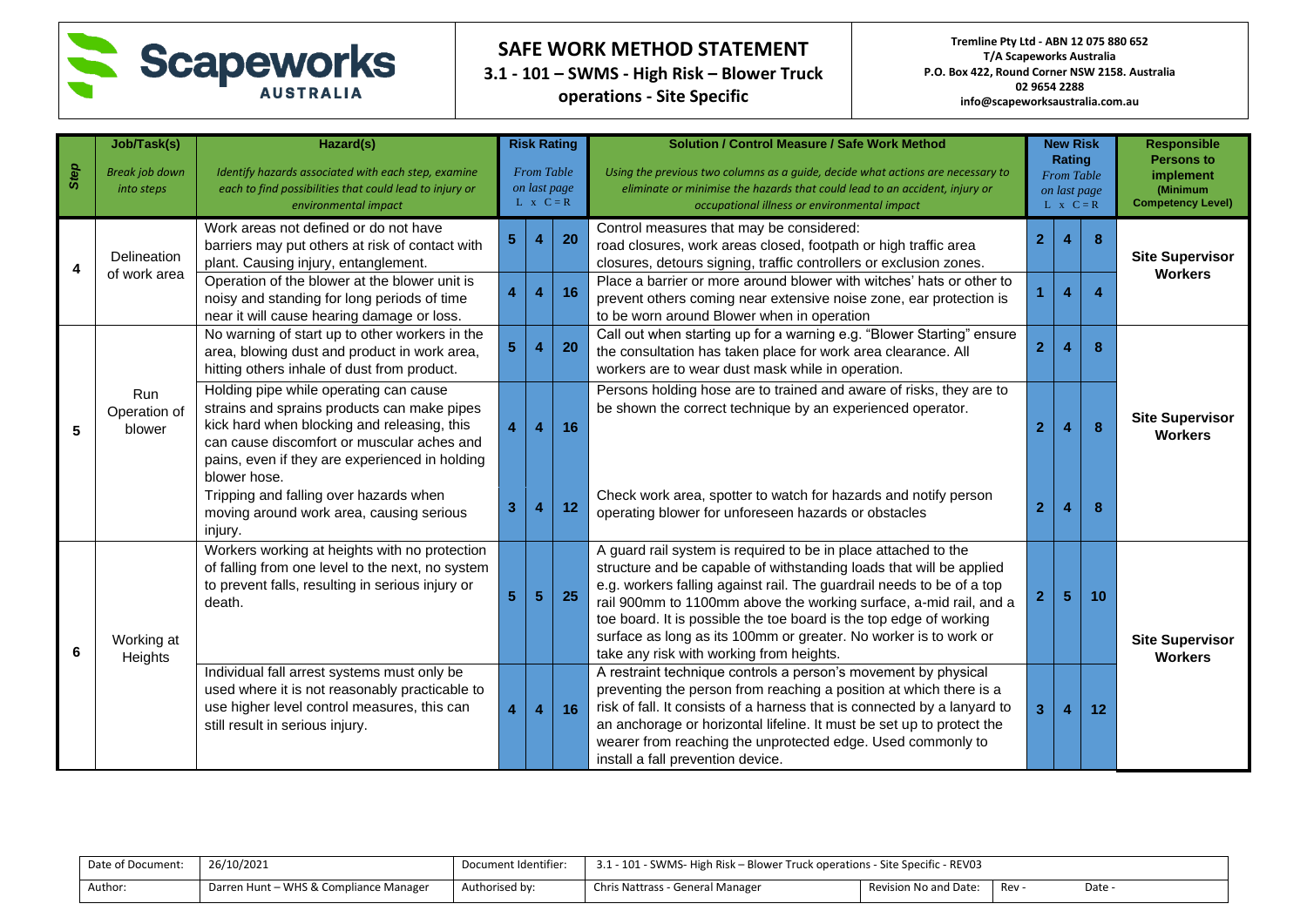**Scapeworks AUSTRALIA**

# SAFE WORK METHOD STATEMENT

**3.1 - 101 – SWMS - High Risk – Blower Truck operations - Site Specific**

**Tremline Pty Ltd - ABN 12 075 880 652**
**T/A Scapeworks Australia**
**P.O. Box 422, Round Corner NSW 2158. Australia**
**02 9654 2288**
**info@scapeworksaustralia.com.au**

| Step | Job/Task(s) *Break job down into steps* | Hazard(s) *Identify hazards associated with each step, examine each to find possibilities that could lead to injury or environmental impact* | Risk Rating *From Table on last page* L | x C | = R | Solution / Control Measure / Safe Work Method *Using the previous two columns as a guide, decide what actions are necessary to eliminate or minimise the hazards that could lead to an accident, injury or occupational illness or environmental impact* | New Risk Rating *From Table on last page* L | x C | = R | Responsible Persons to implement (Minimum Competency Level) |
|---|---|---|---|---|---|---|---|---|---|---|
| 4 | Delineation of work area | Work areas not defined or do not have barriers may put others at risk of contact with plant. Causing injury, entanglement. | 5 | 4 | 20 | Control measures that may be considered: road closures, work areas closed, footpath or high traffic area closures, detours signing, traffic controllers or exclusion zones. | 2 | 4 | 8 | Site Supervisor Workers |
| | | Operation of the blower at the blower unit is noisy and standing for long periods of time near it will cause hearing damage or loss. | 4 | 4 | 16 | Place a barrier or more around blower with witches' hats or other to prevent others coming near extensive noise zone, ear protection is to be worn around Blower when in operation | 1 | 4 | 4 | |
| 5 | Run Operation of blower | No warning of start up to other workers in the area, blowing dust and product in work area, hitting others inhale of dust from product. | 5 | 4 | 20 | Call out when starting up for a warning e.g. "Blower Starting" ensure the consultation has taken place for work area clearance. All workers are to wear dust mask while in operation. | 2 | 4 | 8 | Site Supervisor Workers |
| | | Holding pipe while operating can cause strains and sprains products can make pipes kick hard when blocking and releasing, this can cause discomfort or muscular aches and pains, even if they are experienced in holding blower hose. | 4 | 4 | 16 | Persons holding hose are to trained and aware of risks, they are to be shown the correct technique by an experienced operator. | 2 | 4 | 8 | |
| | | Tripping and falling over hazards when moving around work area, causing serious injury. | 3 | 4 | 12 | Check work area, spotter to watch for hazards and notify person operating blower for unforeseen hazards or obstacles | 2 | 4 | 8 | |
| 6 | Working at Heights | Workers working at heights with no protection of falling from one level to the next, no system to prevent falls, resulting in serious injury or death. | 5 | 5 | 25 | A guard rail system is required to be in place attached to the structure and be capable of withstanding loads that will be applied e.g. workers falling against rail. The guardrail needs to be of a top rail 900mm to 1100mm above the working surface, a-mid rail, and a toe board. It is possible the toe board is the top edge of working surface as long as its 100mm or greater. No worker is to work or take any risk with working from heights. | 2 | 5 | 10 | Site Supervisor Workers |
| | | Individual fall arrest systems must only be used where it is not reasonably practicable to use higher level control measures, this can still result in serious injury. | 4 | 4 | 16 | A restraint technique controls a person's movement by physical preventing the person from reaching a position at which there is a risk of fall. It consists of a harness that is connected by a lanyard to an anchorage or horizontal lifeline. It must be set up to protect the wearer from reaching the unprotected edge. Used commonly to install a fall prevention device. | 3 | 4 | 12 | |

| Date of Document: | 26/10/2021 | Document Identifier: | 3.1 - 101 - SWMS- High Risk – Blower Truck operations - Site Specific - REV03 | | | |
|---|---|---|---|---|---|---|
| Author: | Darren Hunt – WHS & Compliance Manager | Authorised by: | Chris Nattrass - General Manager | Revision No and Date: | Rev - | Date - |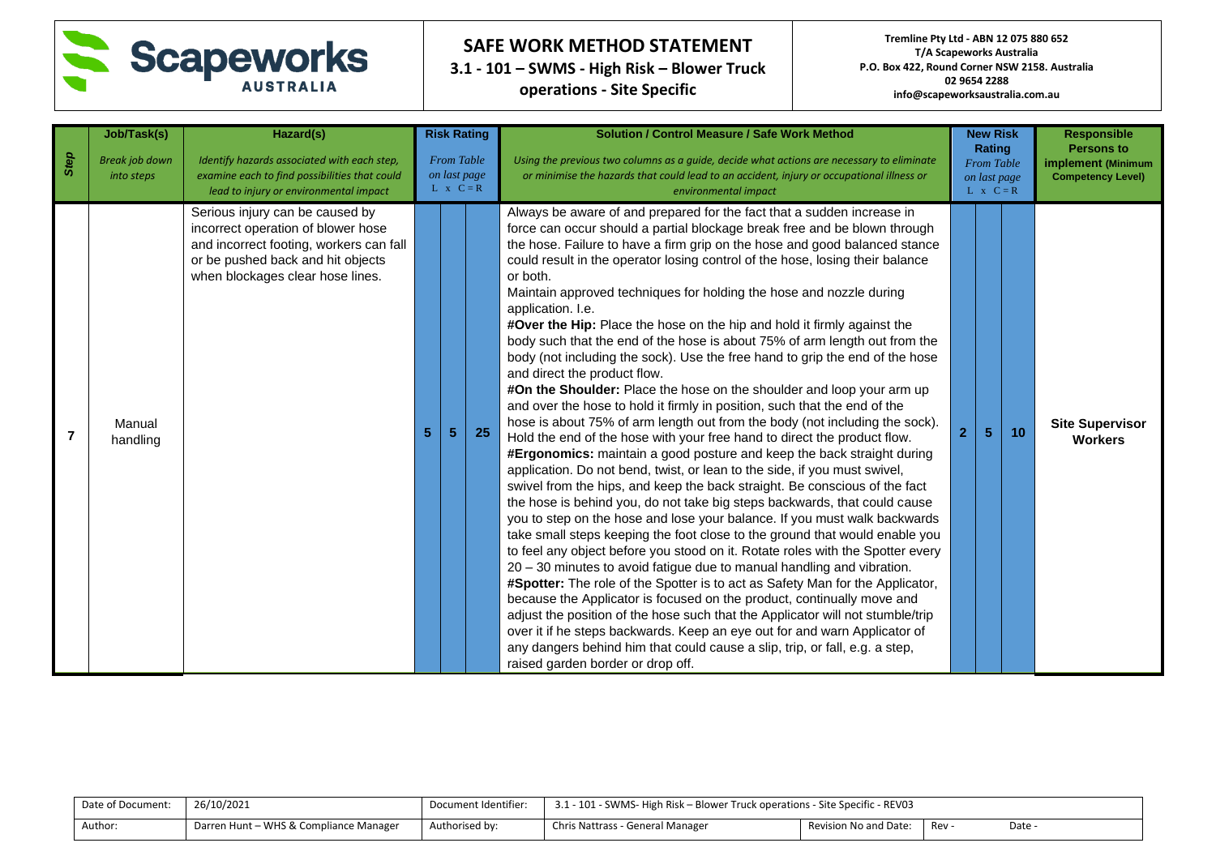# SAFE WORK METHOD STATEMENT

**3.1 - 101 – SWMS - High Risk – Blower Truck operations - Site Specific**

**Tremline Pty Ltd - ABN 12 075 880 652**
**T/A Scapeworks Australia**
**P.O. Box 422, Round Corner NSW 2158. Australia**
**02 9654 2288**
**info@scapeworksaustralia.com.au**

| Step | Job/Task(s) *Break job down into steps* | Hazard(s) *Identify hazards associated with each step, examine each to find possibilities that could lead to injury or environmental impact* | Risk Rating *From Table on last page* L | C | R | Solution / Control Measure / Safe Work Method *Using the previous two columns as a guide, decide what actions are necessary to eliminate or minimise the hazards that could lead to an accident, injury or occupational illness or environmental impact* | New Risk Rating *From Table on last page* L | C | R | Responsible Persons to implement (Minimum Competency Level) |
|---|---|---|---|---|---|---|---|---|---|---|
| 7 | Manual handling | Serious injury can be caused by incorrect operation of blower hose and incorrect footing, workers can fall or be pushed back and hit objects when blockages clear hose lines. | 5 | 5 | 25 | Always be aware of and prepared for the fact that a sudden increase in force can occur should a partial blockage break free and be blown through the hose. Failure to have a firm grip on the hose and good balanced stance could result in the operator losing control of the hose, losing their balance or both.<br>Maintain approved techniques for holding the hose and nozzle during application. I.e.<br>**#Over the Hip:** Place the hose on the hip and hold it firmly against the body such that the end of the hose is about 75% of arm length out from the body (not including the sock). Use the free hand to grip the end of the hose and direct the product flow.<br>**#On the Shoulder:** Place the hose on the shoulder and loop your arm up and over the hose to hold it firmly in position, such that the end of the hose is about 75% of arm length out from the body (not including the sock). Hold the end of the hose with your free hand to direct the product flow.<br>**#Ergonomics:** maintain a good posture and keep the back straight during application. Do not bend, twist, or lean to the side, if you must swivel, swivel from the hips, and keep the back straight. Be conscious of the fact the hose is behind you, do not take big steps backwards, that could cause you to step on the hose and lose your balance. If you must walk backwards take small steps keeping the foot close to the ground that would enable you to feel any object before you stood on it. Rotate roles with the Spotter every 20 – 30 minutes to avoid fatigue due to manual handling and vibration.<br>**#Spotter:** The role of the Spotter is to act as Safety Man for the Applicator, because the Applicator is focused on the product, continually move and adjust the position of the hose such that the Applicator will not stumble/trip over it if he steps backwards. Keep an eye out for and warn Applicator of any dangers behind him that could cause a slip, trip, or fall, e.g. a step, raised garden border or drop off. | 2 | 5 | 10 | **Site Supervisor Workers** |

| Date of Document: | 26/10/2021 | Document Identifier: | 3.1 - 101 - SWMS- High Risk – Blower Truck operations - Site Specific - REV03 | | | |
|---|---|---|---|---|---|---|
| Author: | Darren Hunt – WHS & Compliance Manager | Authorised by: | Chris Nattrass - General Manager | Revision No and Date: | Rev - | Date - |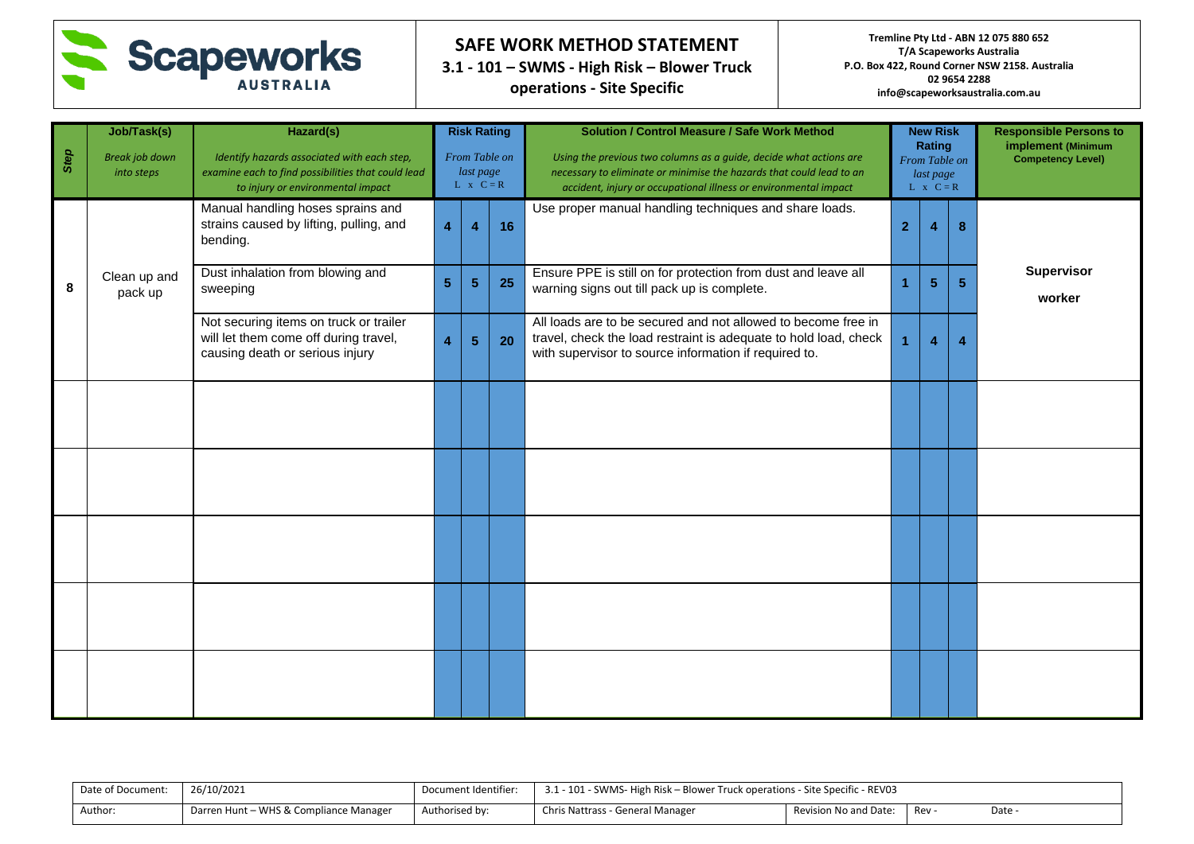Scapeworks AUSTRALIA

# SAFE WORK METHOD STATEMENT
## 3.1 - 101 – SWMS - High Risk – Blower Truck operations - Site Specific

**Tremline Pty Ltd - ABN 12 075 880 652**
**T/A Scapeworks Australia**
**P.O. Box 422, Round Corner NSW 2158. Australia**
**02 9654 2288**
**info@scapeworksaustralia.com.au**

| Step | Job/Task(s) *Break job down into steps* | Hazard(s) *Identify hazards associated with each step, examine each to find possibilities that could lead to injury or environmental impact* | Risk Rating *From Table on last page* L | C | R | Solution / Control Measure / Safe Work Method *Using the previous two columns as a guide, decide what actions are necessary to eliminate or minimise the hazards that could lead to an accident, injury or occupational illness or environmental impact* | New Risk Rating *From Table on last page* L | C | R | Responsible Persons to implement (Minimum Competency Level) |
|---|---|---|---|---|---|---|---|---|---|---|
| 8 | Clean up and pack up | Manual handling hoses sprains and strains caused by lifting, pulling, and bending. | 4 | 4 | 16 | Use proper manual handling techniques and share loads. | 2 | 4 | 8 | Supervisor worker |
| | | Dust inhalation from blowing and sweeping | 5 | 5 | 25 | Ensure PPE is still on for protection from dust and leave all warning signs out till pack up is complete. | 1 | 5 | 5 | |
| | | Not securing items on truck or trailer will let them come off during travel, causing death or serious injury | 4 | 5 | 20 | All loads are to be secured and not allowed to become free in travel, check the load restraint is adequate to hold load, check with supervisor to source information if required to. | 1 | 4 | 4 | |
| | | | | | | | | | | |
| | | | | | | | | | | |
| | | | | | | | | | | |
| | | | | | | | | | | |
| | | | | | | | | | | |

| Date of Document: | 26/10/2021 | Document Identifier: | 3.1 - 101 - SWMS- High Risk – Blower Truck operations - Site Specific - REV03 | | | |
|---|---|---|---|---|---|---|
| Author: | Darren Hunt – WHS & Compliance Manager | Authorised by: | Chris Nattrass - General Manager | Revision No and Date: | Rev - | Date - |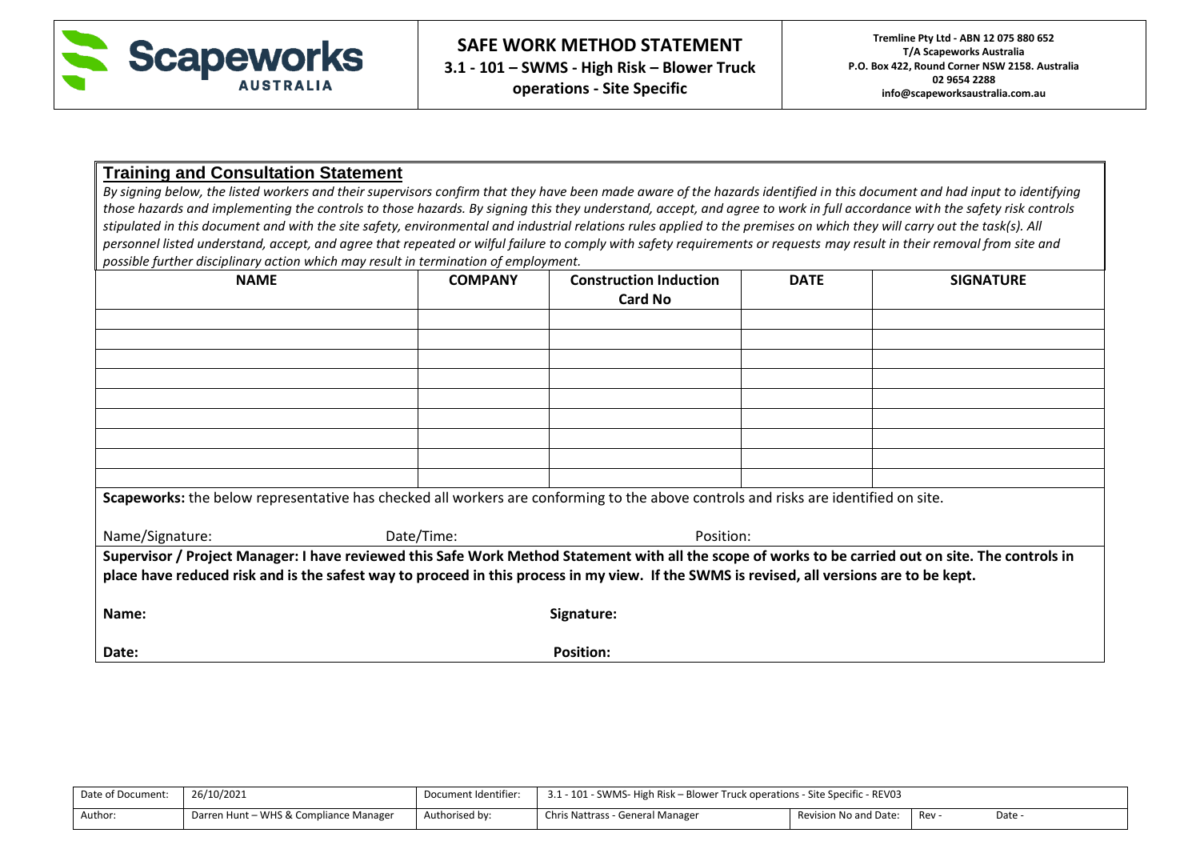## Training and Consultation Statement

*By signing below, the listed workers and their supervisors confirm that they have been made aware of the hazards identified in this document and had input to identifying those hazards and implementing the controls to those hazards. By signing this they understand, accept, and agree to work in full accordance with the safety risk controls stipulated in this document and with the site safety, environmental and industrial relations rules applied to the premises on which they will carry out the task(s). All personnel listed understand, accept, and agree that repeated or wilful failure to comply with safety requirements or requests may result in their removal from site and possible further disciplinary action which may result in termination of employment.*

| NAME | COMPANY | Construction Induction Card No | DATE | SIGNATURE |
|---|---|---|---|---|
| | | | | |
| | | | | |
| | | | | |
| | | | | |
| | | | | |
| | | | | |
| | | | | |
| | | | | |
| | | | | |

**Scapeworks:** the below representative has checked all workers are conforming to the above controls and risks are identified on site.

Name/Signature: Date/Time: Position:

**Supervisor / Project Manager: I have reviewed this Safe Work Method Statement with all the scope of works to be carried out on site. The controls in place have reduced risk and is the safest way to proceed in this process in my view. If the SWMS is revised, all versions are to be kept.**

**Name:** **Signature:**

**Date:** **Position:**